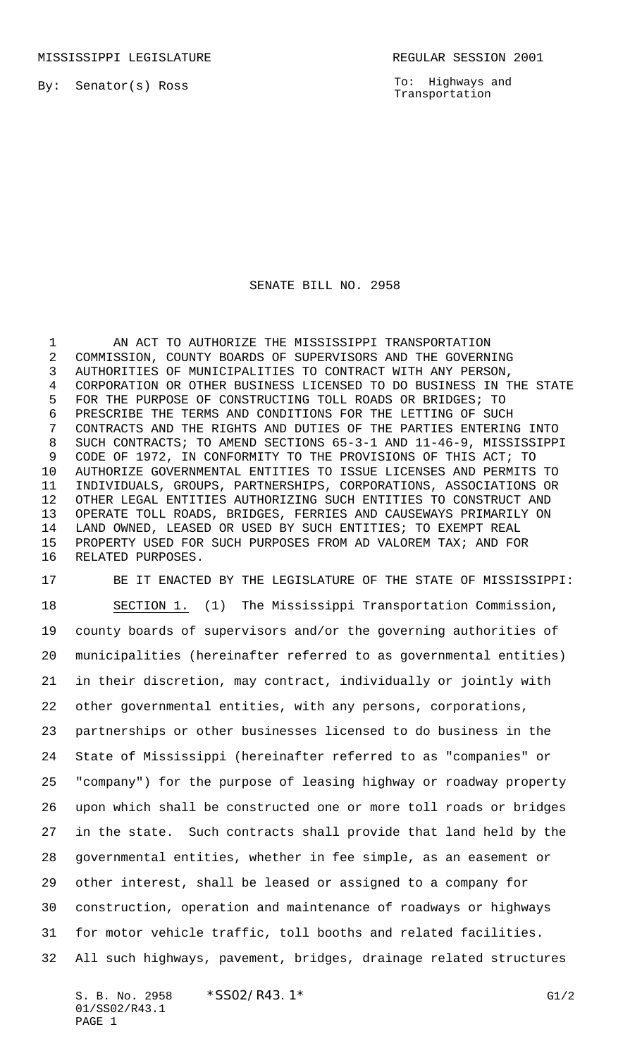MISSISSIPPI LEGISLATURE REGULAR SESSION 2001

By: Senator(s) Ross

To: Highways and Transportation

# SENATE BILL NO. 2958

AN ACT TO AUTHORIZE THE MISSISSIPPI TRANSPORTATION COMMISSION, COUNTY BOARDS OF SUPERVISORS AND THE GOVERNING AUTHORITIES OF MUNICIPALITIES TO CONTRACT WITH ANY PERSON, CORPORATION OR OTHER BUSINESS LICENSED TO DO BUSINESS IN THE STATE FOR THE PURPOSE OF CONSTRUCTING TOLL ROADS OR BRIDGES; TO PRESCRIBE THE TERMS AND CONDITIONS FOR THE LETTING OF SUCH CONTRACTS AND THE RIGHTS AND DUTIES OF THE PARTIES ENTERING INTO SUCH CONTRACTS; TO AMEND SECTIONS 65-3-1 AND 11-46-9, MISSISSIPPI CODE OF 1972, IN CONFORMITY TO THE PROVISIONS OF THIS ACT; TO AUTHORIZE GOVERNMENTAL ENTITIES TO ISSUE LICENSES AND PERMITS TO INDIVIDUALS, GROUPS, PARTNERSHIPS, CORPORATIONS, ASSOCIATIONS OR OTHER LEGAL ENTITIES AUTHORIZING SUCH ENTITIES TO CONSTRUCT AND OPERATE TOLL ROADS, BRIDGES, FERRIES AND CAUSEWAYS PRIMARILY ON LAND OWNED, LEASED OR USED BY SUCH ENTITIES; TO EXEMPT REAL PROPERTY USED FOR SUCH PURPOSES FROM AD VALOREM TAX; AND FOR RELATED PURPOSES.

BE IT ENACTED BY THE LEGISLATURE OF THE STATE OF MISSISSIPPI:

SECTION 1. (1) The Mississippi Transportation Commission, county boards of supervisors and/or the governing authorities of municipalities (hereinafter referred to as governmental entities) in their discretion, may contract, individually or jointly with other governmental entities, with any persons, corporations, partnerships or other businesses licensed to do business in the State of Mississippi (hereinafter referred to as "companies" or "company") for the purpose of leasing highway or roadway property upon which shall be constructed one or more toll roads or bridges in the state. Such contracts shall provide that land held by the governmental entities, whether in fee simple, as an easement or other interest, shall be leased or assigned to a company for construction, operation and maintenance of roadways or highways for motor vehicle traffic, toll booths and related facilities. All such highways, pavement, bridges, drainage related structures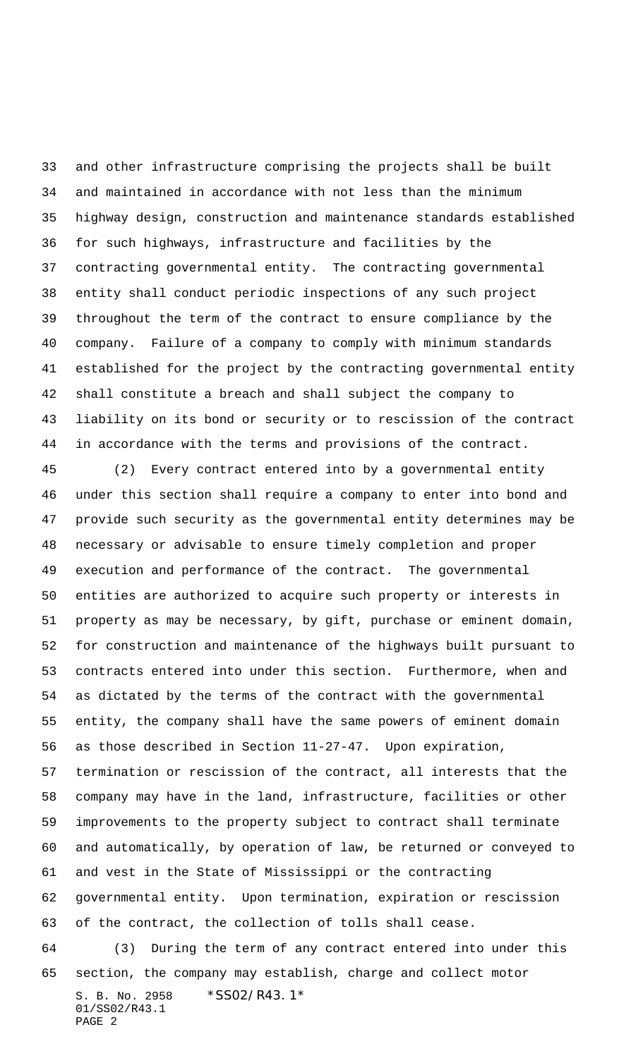and other infrastructure comprising the projects shall be built and maintained in accordance with not less than the minimum highway design, construction and maintenance standards established for such highways, infrastructure and facilities by the contracting governmental entity. The contracting governmental entity shall conduct periodic inspections of any such project throughout the term of the contract to ensure compliance by the company. Failure of a company to comply with minimum standards established for the project by the contracting governmental entity shall constitute a breach and shall subject the company to liability on its bond or security or to rescission of the contract in accordance with the terms and provisions of the contract.

(2) Every contract entered into by a governmental entity under this section shall require a company to enter into bond and provide such security as the governmental entity determines may be necessary or advisable to ensure timely completion and proper execution and performance of the contract. The governmental entities are authorized to acquire such property or interests in property as may be necessary, by gift, purchase or eminent domain, for construction and maintenance of the highways built pursuant to contracts entered into under this section. Furthermore, when and as dictated by the terms of the contract with the governmental entity, the company shall have the same powers of eminent domain as those described in Section 11-27-47. Upon expiration, termination or rescission of the contract, all interests that the company may have in the land, infrastructure, facilities or other improvements to the property subject to contract shall terminate and automatically, by operation of law, be returned or conveyed to and vest in the State of Mississippi or the contracting governmental entity. Upon termination, expiration or rescission of the contract, the collection of tolls shall cease.

(3) During the term of any contract entered into under this section, the company may establish, charge and collect motor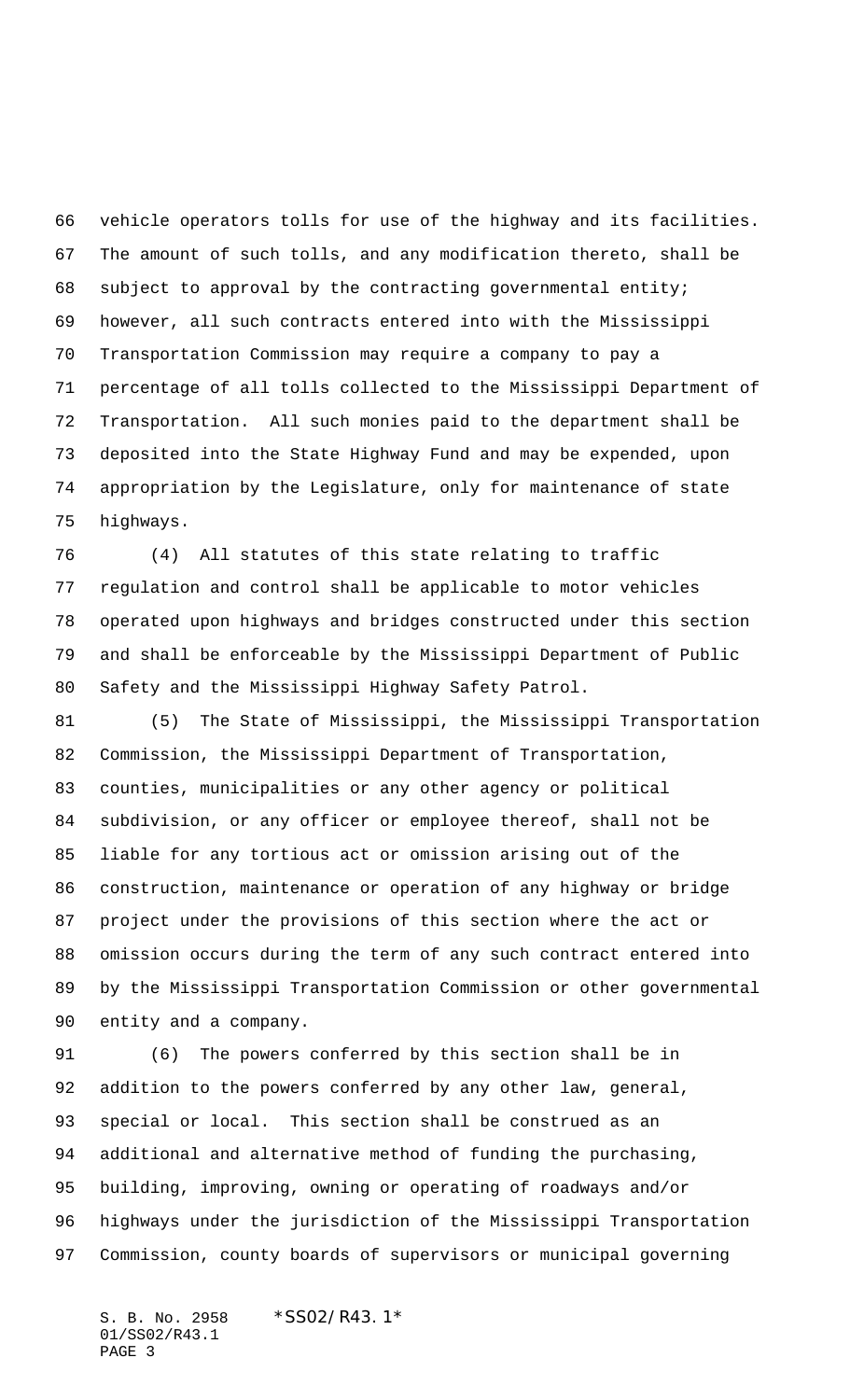vehicle operators tolls for use of the highway and its facilities. The amount of such tolls, and any modification thereto, shall be subject to approval by the contracting governmental entity; however, all such contracts entered into with the Mississippi Transportation Commission may require a company to pay a percentage of all tolls collected to the Mississippi Department of Transportation. All such monies paid to the department shall be deposited into the State Highway Fund and may be expended, upon appropriation by the Legislature, only for maintenance of state highways.

(4) All statutes of this state relating to traffic regulation and control shall be applicable to motor vehicles operated upon highways and bridges constructed under this section and shall be enforceable by the Mississippi Department of Public Safety and the Mississippi Highway Safety Patrol.

(5) The State of Mississippi, the Mississippi Transportation Commission, the Mississippi Department of Transportation, counties, municipalities or any other agency or political subdivision, or any officer or employee thereof, shall not be liable for any tortious act or omission arising out of the construction, maintenance or operation of any highway or bridge project under the provisions of this section where the act or omission occurs during the term of any such contract entered into by the Mississippi Transportation Commission or other governmental entity and a company.

(6) The powers conferred by this section shall be in addition to the powers conferred by any other law, general, special or local. This section shall be construed as an additional and alternative method of funding the purchasing, building, improving, owning or operating of roadways and/or highways under the jurisdiction of the Mississippi Transportation Commission, county boards of supervisors or municipal governing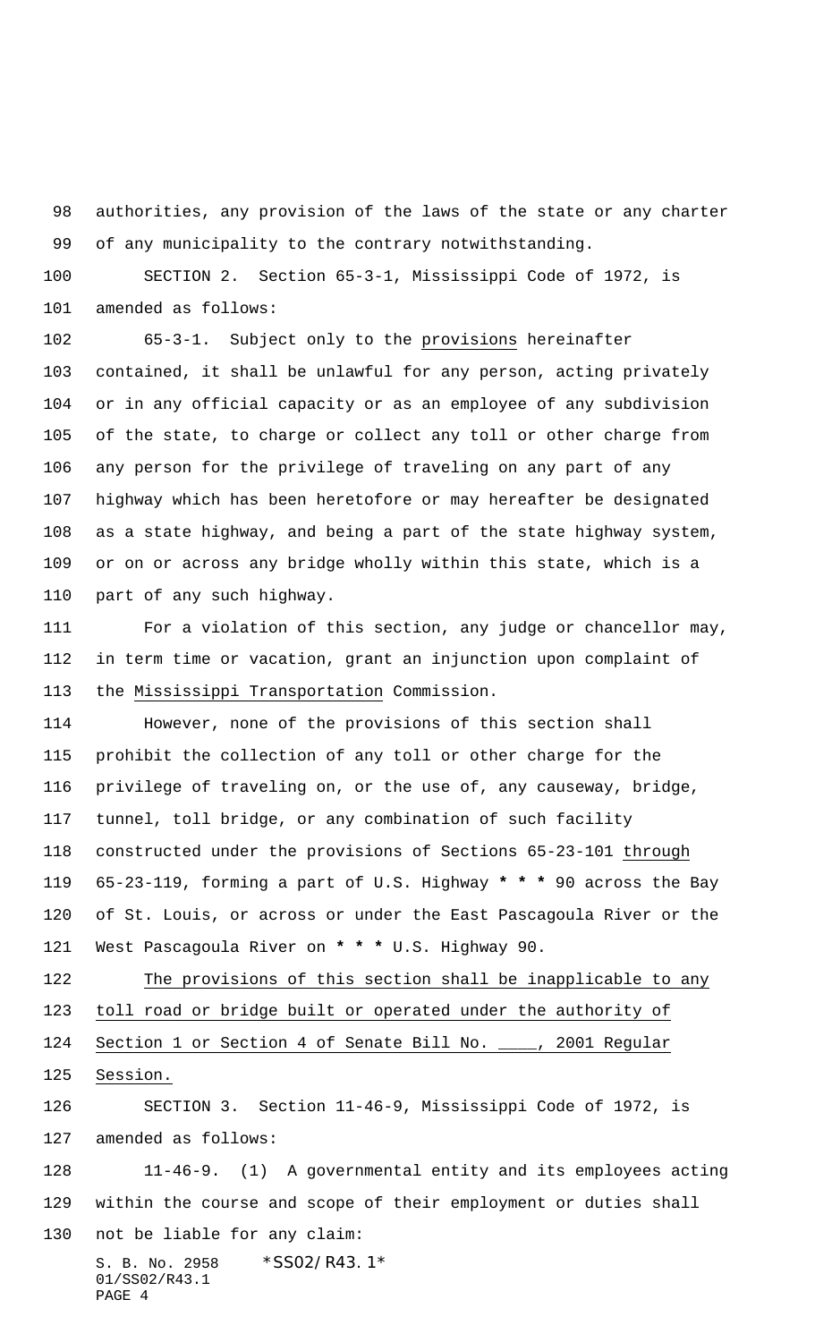authorities, any provision of the laws of the state or any charter of any municipality to the contrary notwithstanding.

SECTION 2. Section 65-3-1, Mississippi Code of 1972, is amended as follows:

65-3-1. Subject only to the provisions hereinafter contained, it shall be unlawful for any person, acting privately or in any official capacity or as an employee of any subdivision of the state, to charge or collect any toll or other charge from any person for the privilege of traveling on any part of any highway which has been heretofore or may hereafter be designated as a state highway, and being a part of the state highway system, or on or across any bridge wholly within this state, which is a part of any such highway.

For a violation of this section, any judge or chancellor may, in term time or vacation, grant an injunction upon complaint of the Mississippi Transportation Commission.

However, none of the provisions of this section shall prohibit the collection of any toll or other charge for the privilege of traveling on, or the use of, any causeway, bridge, tunnel, toll bridge, or any combination of such facility constructed under the provisions of Sections 65-23-101 through 65-23-119, forming a part of U.S. Highway * * * 90 across the Bay of St. Louis, or across or under the East Pascagoula River or the West Pascagoula River on * * * U.S. Highway 90.

The provisions of this section shall be inapplicable to any toll road or bridge built or operated under the authority of Section 1 or Section 4 of Senate Bill No. ____, 2001 Regular Session.

SECTION 3. Section 11-46-9, Mississippi Code of 1972, is amended as follows:

11-46-9. (1) A governmental entity and its employees acting within the course and scope of their employment or duties shall not be liable for any claim: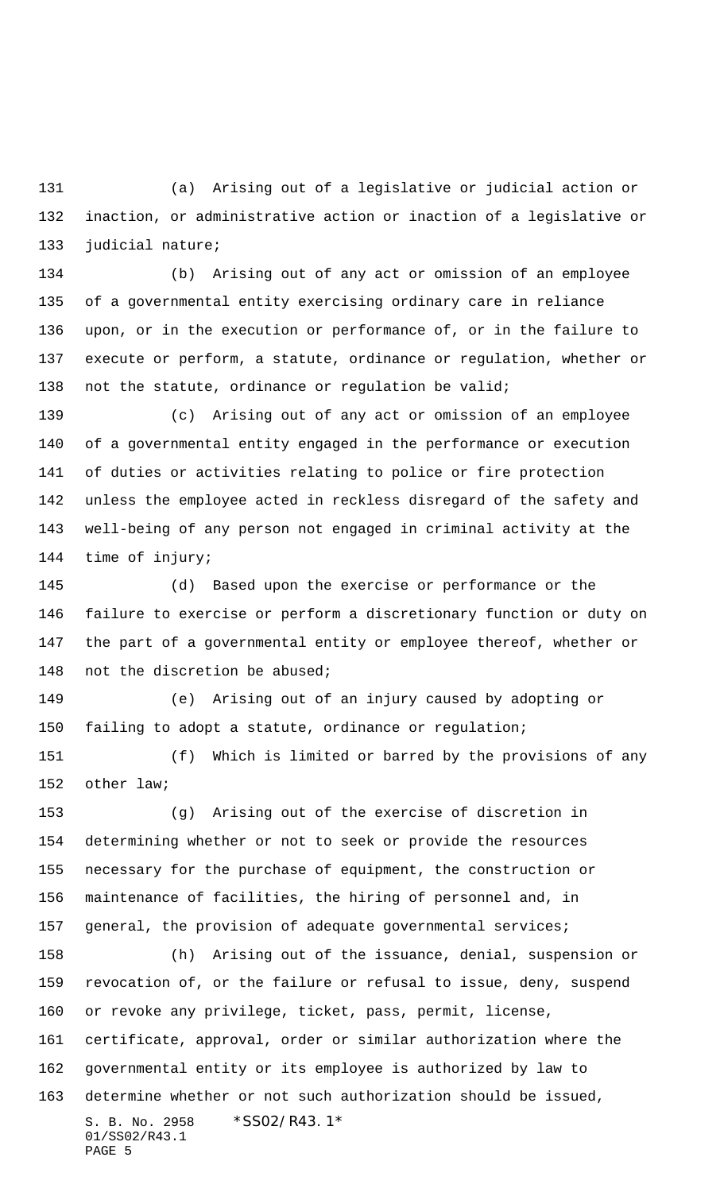(a) Arising out of a legislative or judicial action or inaction, or administrative action or inaction of a legislative or judicial nature;

(b) Arising out of any act or omission of an employee of a governmental entity exercising ordinary care in reliance upon, or in the execution or performance of, or in the failure to execute or perform, a statute, ordinance or regulation, whether or not the statute, ordinance or regulation be valid;

(c) Arising out of any act or omission of an employee of a governmental entity engaged in the performance or execution of duties or activities relating to police or fire protection unless the employee acted in reckless disregard of the safety and well-being of any person not engaged in criminal activity at the time of injury;

(d) Based upon the exercise or performance or the failure to exercise or perform a discretionary function or duty on the part of a governmental entity or employee thereof, whether or not the discretion be abused;

(e) Arising out of an injury caused by adopting or failing to adopt a statute, ordinance or regulation;

(f) Which is limited or barred by the provisions of any other law;

(g) Arising out of the exercise of discretion in determining whether or not to seek or provide the resources necessary for the purchase of equipment, the construction or maintenance of facilities, the hiring of personnel and, in general, the provision of adequate governmental services;

(h) Arising out of the issuance, denial, suspension or revocation of, or the failure or refusal to issue, deny, suspend or revoke any privilege, ticket, pass, permit, license, certificate, approval, order or similar authorization where the governmental entity or its employee is authorized by law to determine whether or not such authorization should be issued,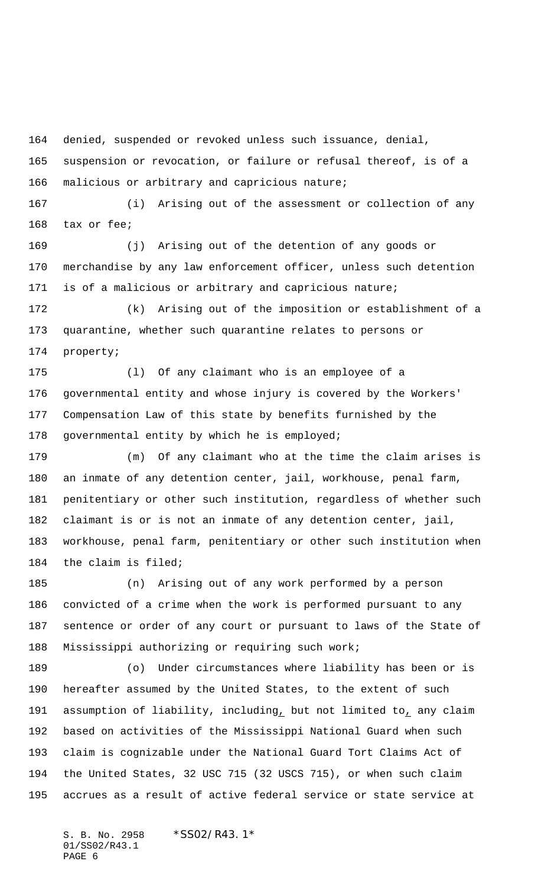denied, suspended or revoked unless such issuance, denial, suspension or revocation, or failure or refusal thereof, is of a malicious or arbitrary and capricious nature;

(i) Arising out of the assessment or collection of any tax or fee;

(j) Arising out of the detention of any goods or merchandise by any law enforcement officer, unless such detention is of a malicious or arbitrary and capricious nature;

(k) Arising out of the imposition or establishment of a quarantine, whether such quarantine relates to persons or property;

(l) Of any claimant who is an employee of a governmental entity and whose injury is covered by the Workers' Compensation Law of this state by benefits furnished by the governmental entity by which he is employed;

(m) Of any claimant who at the time the claim arises is an inmate of any detention center, jail, workhouse, penal farm, penitentiary or other such institution, regardless of whether such claimant is or is not an inmate of any detention center, jail, workhouse, penal farm, penitentiary or other such institution when the claim is filed;

(n) Arising out of any work performed by a person convicted of a crime when the work is performed pursuant to any sentence or order of any court or pursuant to laws of the State of Mississippi authorizing or requiring such work;

(o) Under circumstances where liability has been or is hereafter assumed by the United States, to the extent of such assumption of liability, including, but not limited to, any claim based on activities of the Mississippi National Guard when such claim is cognizable under the National Guard Tort Claims Act of the United States, 32 USC 715 (32 USCS 715), or when such claim accrues as a result of active federal service or state service at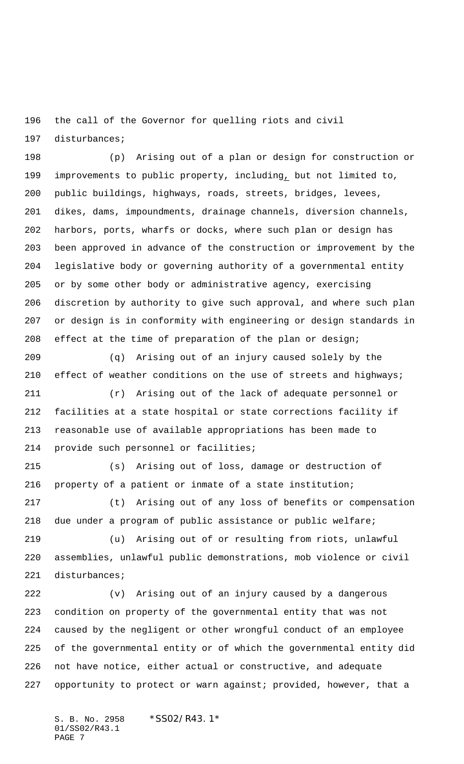the call of the Governor for quelling riots and civil disturbances;

(p) Arising out of a plan or design for construction or improvements to public property, including, but not limited to, public buildings, highways, roads, streets, bridges, levees, dikes, dams, impoundments, drainage channels, diversion channels, harbors, ports, wharfs or docks, where such plan or design has been approved in advance of the construction or improvement by the legislative body or governing authority of a governmental entity or by some other body or administrative agency, exercising discretion by authority to give such approval, and where such plan or design is in conformity with engineering or design standards in effect at the time of preparation of the plan or design;

(q) Arising out of an injury caused solely by the effect of weather conditions on the use of streets and highways;

(r) Arising out of the lack of adequate personnel or facilities at a state hospital or state corrections facility if reasonable use of available appropriations has been made to provide such personnel or facilities;

(s) Arising out of loss, damage or destruction of property of a patient or inmate of a state institution;

(t) Arising out of any loss of benefits or compensation due under a program of public assistance or public welfare;

(u) Arising out of or resulting from riots, unlawful assemblies, unlawful public demonstrations, mob violence or civil disturbances;

(v) Arising out of an injury caused by a dangerous condition on property of the governmental entity that was not caused by the negligent or other wrongful conduct of an employee of the governmental entity or of which the governmental entity did not have notice, either actual or constructive, and adequate opportunity to protect or warn against; provided, however, that a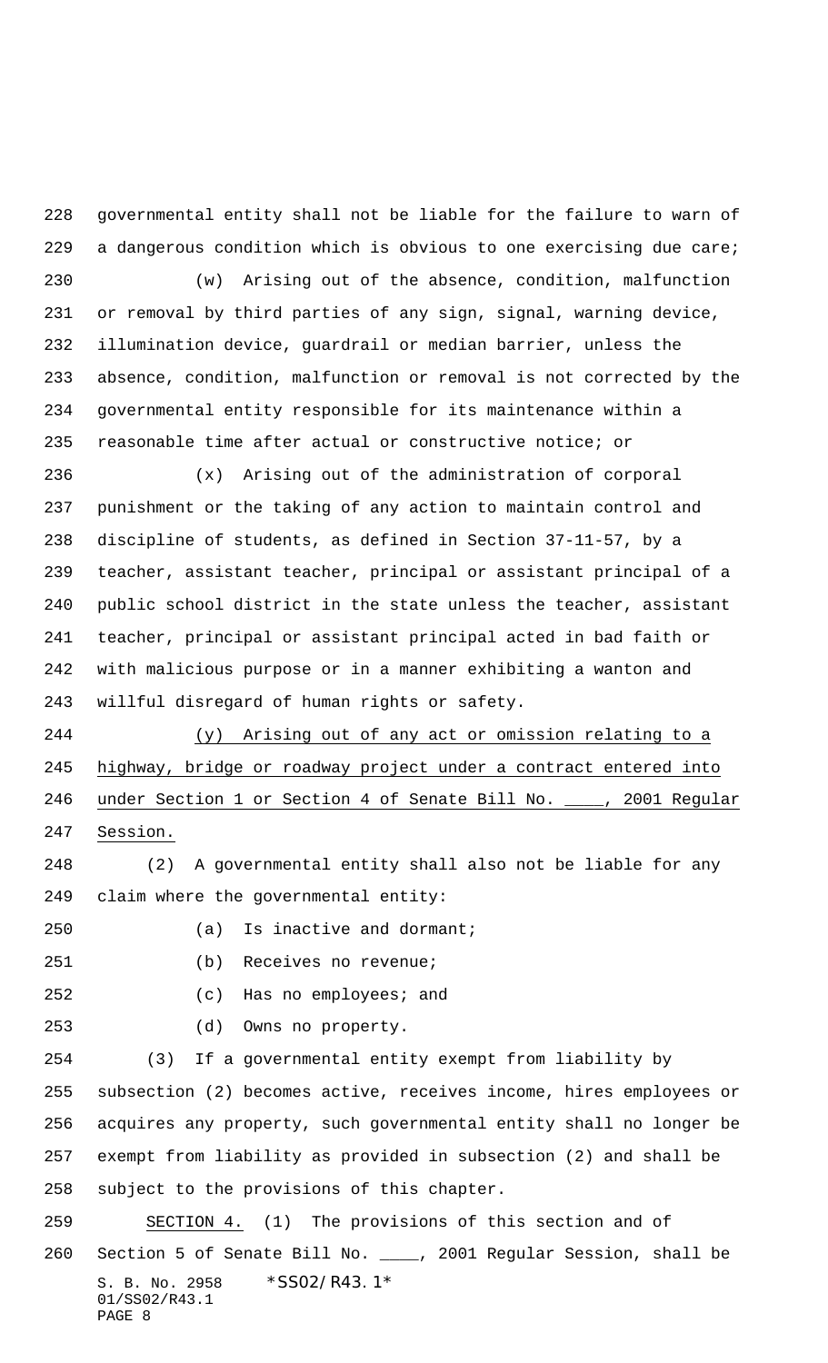governmental entity shall not be liable for the failure to warn of a dangerous condition which is obvious to one exercising due care;

(w) Arising out of the absence, condition, malfunction or removal by third parties of any sign, signal, warning device, illumination device, guardrail or median barrier, unless the absence, condition, malfunction or removal is not corrected by the governmental entity responsible for its maintenance within a reasonable time after actual or constructive notice; or

(x) Arising out of the administration of corporal punishment or the taking of any action to maintain control and discipline of students, as defined in Section 37-11-57, by a teacher, assistant teacher, principal or assistant principal of a public school district in the state unless the teacher, assistant teacher, principal or assistant principal acted in bad faith or with malicious purpose or in a manner exhibiting a wanton and willful disregard of human rights or safety.

<u>(y) Arising out of any act or omission relating to a highway, bridge or roadway project under a contract entered into under Section 1 or Section 4 of Senate Bill No. ____, 2001 Regular Session.</u>

(2) A governmental entity shall also not be liable for any claim where the governmental entity:

(a) Is inactive and dormant;

(b) Receives no revenue;

(c) Has no employees; and

(d) Owns no property.

(3) If a governmental entity exempt from liability by subsection (2) becomes active, receives income, hires employees or acquires any property, such governmental entity shall no longer be exempt from liability as provided in subsection (2) and shall be subject to the provisions of this chapter.

<u>SECTION 4.</u> (1) The provisions of this section and of Section 5 of Senate Bill No. ____, 2001 Regular Session, shall be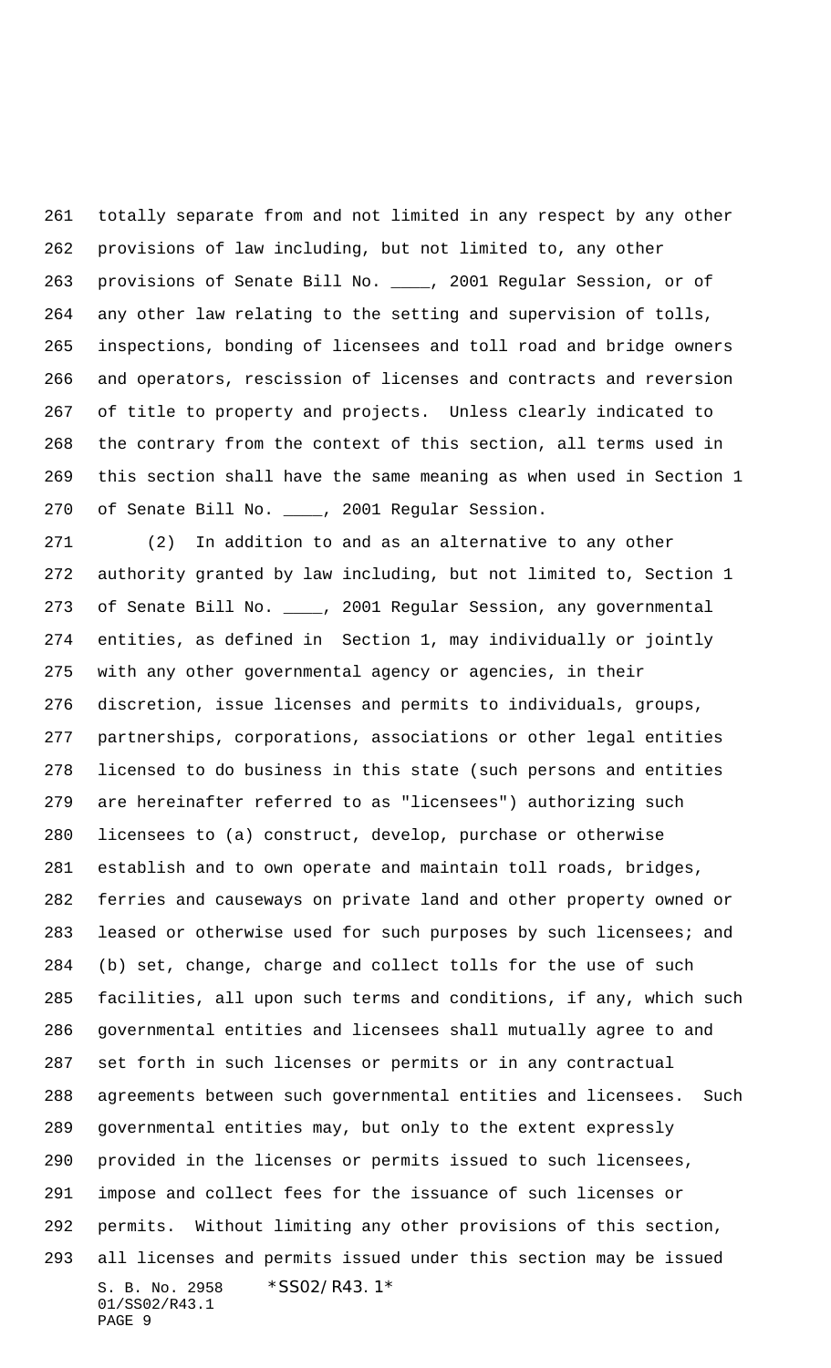totally separate from and not limited in any respect by any other provisions of law including, but not limited to, any other provisions of Senate Bill No. ____, 2001 Regular Session, or of any other law relating to the setting and supervision of tolls, inspections, bonding of licensees and toll road and bridge owners and operators, rescission of licenses and contracts and reversion of title to property and projects. Unless clearly indicated to the contrary from the context of this section, all terms used in this section shall have the same meaning as when used in Section 1 of Senate Bill No. ____, 2001 Regular Session.

(2) In addition to and as an alternative to any other authority granted by law including, but not limited to, Section 1 of Senate Bill No. ____, 2001 Regular Session, any governmental entities, as defined in Section 1, may individually or jointly with any other governmental agency or agencies, in their discretion, issue licenses and permits to individuals, groups, partnerships, corporations, associations or other legal entities licensed to do business in this state (such persons and entities are hereinafter referred to as "licensees") authorizing such licensees to (a) construct, develop, purchase or otherwise establish and to own operate and maintain toll roads, bridges, ferries and causeways on private land and other property owned or leased or otherwise used for such purposes by such licensees; and (b) set, change, charge and collect tolls for the use of such facilities, all upon such terms and conditions, if any, which such governmental entities and licensees shall mutually agree to and set forth in such licenses or permits or in any contractual agreements between such governmental entities and licensees. Such governmental entities may, but only to the extent expressly provided in the licenses or permits issued to such licensees, impose and collect fees for the issuance of such licenses or permits. Without limiting any other provisions of this section, all licenses and permits issued under this section may be issued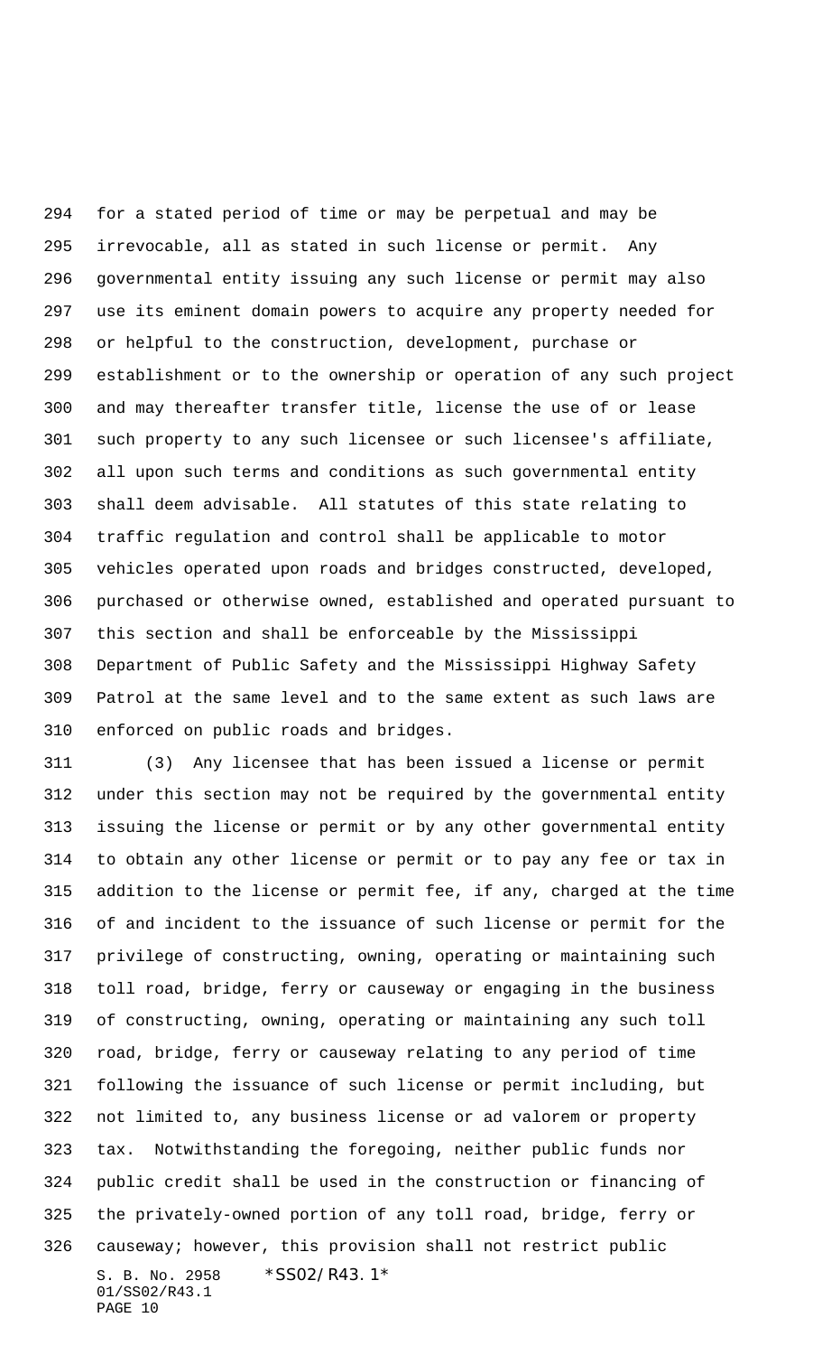for a stated period of time or may be perpetual and may be irrevocable, all as stated in such license or permit. Any governmental entity issuing any such license or permit may also use its eminent domain powers to acquire any property needed for or helpful to the construction, development, purchase or establishment or to the ownership or operation of any such project and may thereafter transfer title, license the use of or lease such property to any such licensee or such licensee's affiliate, all upon such terms and conditions as such governmental entity shall deem advisable. All statutes of this state relating to traffic regulation and control shall be applicable to motor vehicles operated upon roads and bridges constructed, developed, purchased or otherwise owned, established and operated pursuant to this section and shall be enforceable by the Mississippi Department of Public Safety and the Mississippi Highway Safety Patrol at the same level and to the same extent as such laws are enforced on public roads and bridges.

(3) Any licensee that has been issued a license or permit under this section may not be required by the governmental entity issuing the license or permit or by any other governmental entity to obtain any other license or permit or to pay any fee or tax in addition to the license or permit fee, if any, charged at the time of and incident to the issuance of such license or permit for the privilege of constructing, owning, operating or maintaining such toll road, bridge, ferry or causeway or engaging in the business of constructing, owning, operating or maintaining any such toll road, bridge, ferry or causeway relating to any period of time following the issuance of such license or permit including, but not limited to, any business license or ad valorem or property tax. Notwithstanding the foregoing, neither public funds nor public credit shall be used in the construction or financing of the privately-owned portion of any toll road, bridge, ferry or causeway; however, this provision shall not restrict public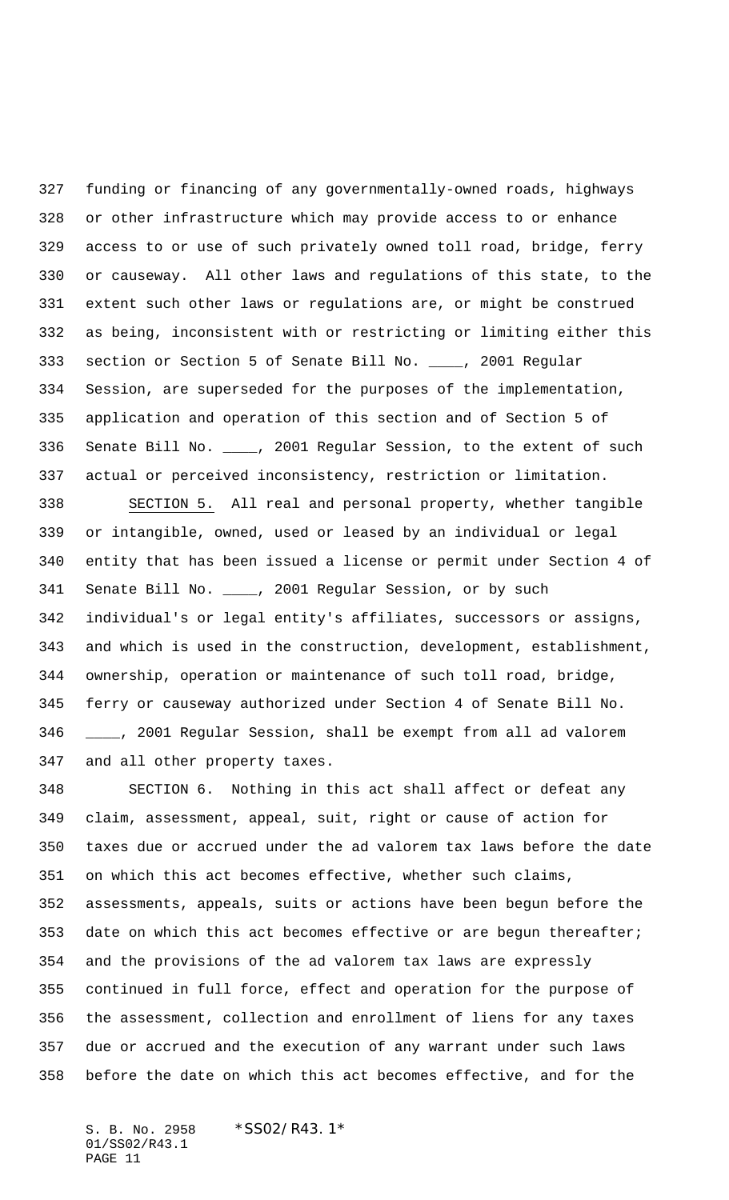funding or financing of any governmentally-owned roads, highways or other infrastructure which may provide access to or enhance access to or use of such privately owned toll road, bridge, ferry or causeway. All other laws and regulations of this state, to the extent such other laws or regulations are, or might be construed as being, inconsistent with or restricting or limiting either this section or Section 5 of Senate Bill No. ____, 2001 Regular Session, are superseded for the purposes of the implementation, application and operation of this section and of Section 5 of Senate Bill No. ____, 2001 Regular Session, to the extent of such actual or perceived inconsistency, restriction or limitation.

SECTION 5. All real and personal property, whether tangible or intangible, owned, used or leased by an individual or legal entity that has been issued a license or permit under Section 4 of Senate Bill No. ____, 2001 Regular Session, or by such individual's or legal entity's affiliates, successors or assigns, and which is used in the construction, development, establishment, ownership, operation or maintenance of such toll road, bridge, ferry or causeway authorized under Section 4 of Senate Bill No. ____, 2001 Regular Session, shall be exempt from all ad valorem and all other property taxes.

SECTION 6. Nothing in this act shall affect or defeat any claim, assessment, appeal, suit, right or cause of action for taxes due or accrued under the ad valorem tax laws before the date on which this act becomes effective, whether such claims, assessments, appeals, suits or actions have been begun before the date on which this act becomes effective or are begun thereafter; and the provisions of the ad valorem tax laws are expressly continued in full force, effect and operation for the purpose of the assessment, collection and enrollment of liens for any taxes due or accrued and the execution of any warrant under such laws before the date on which this act becomes effective, and for the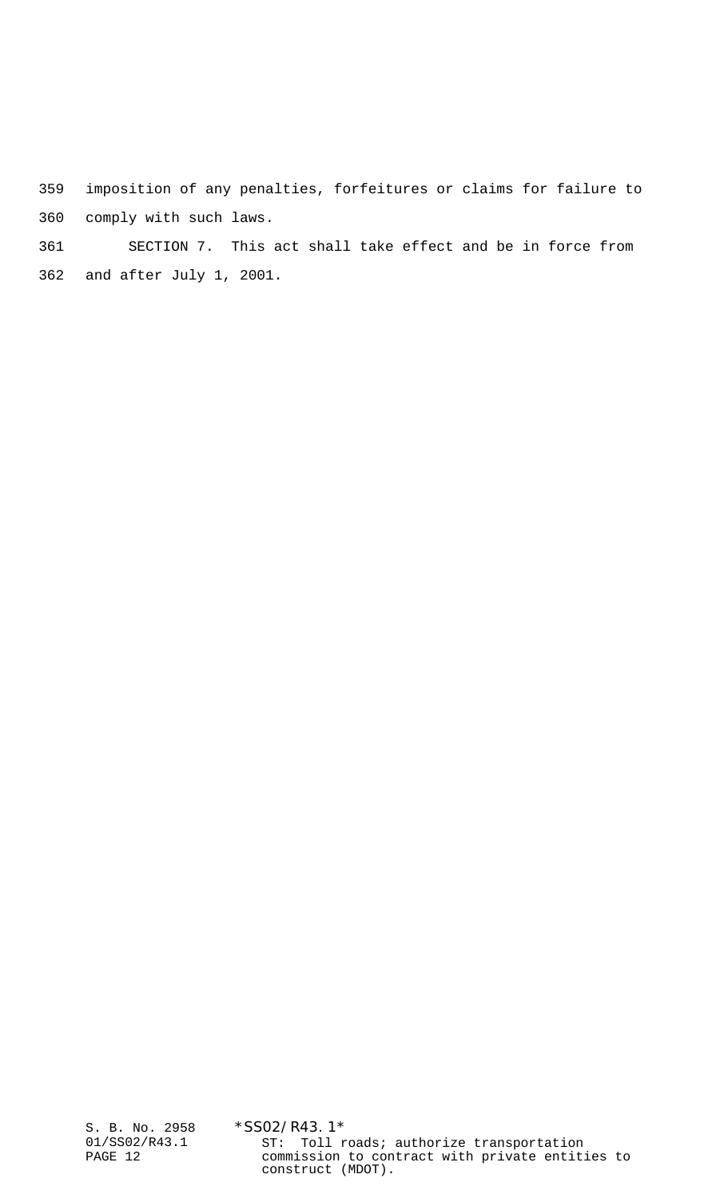imposition of any penalties, forfeitures or claims for failure to comply with such laws.

SECTION 7. This act shall take effect and be in force from and after July 1, 2001.